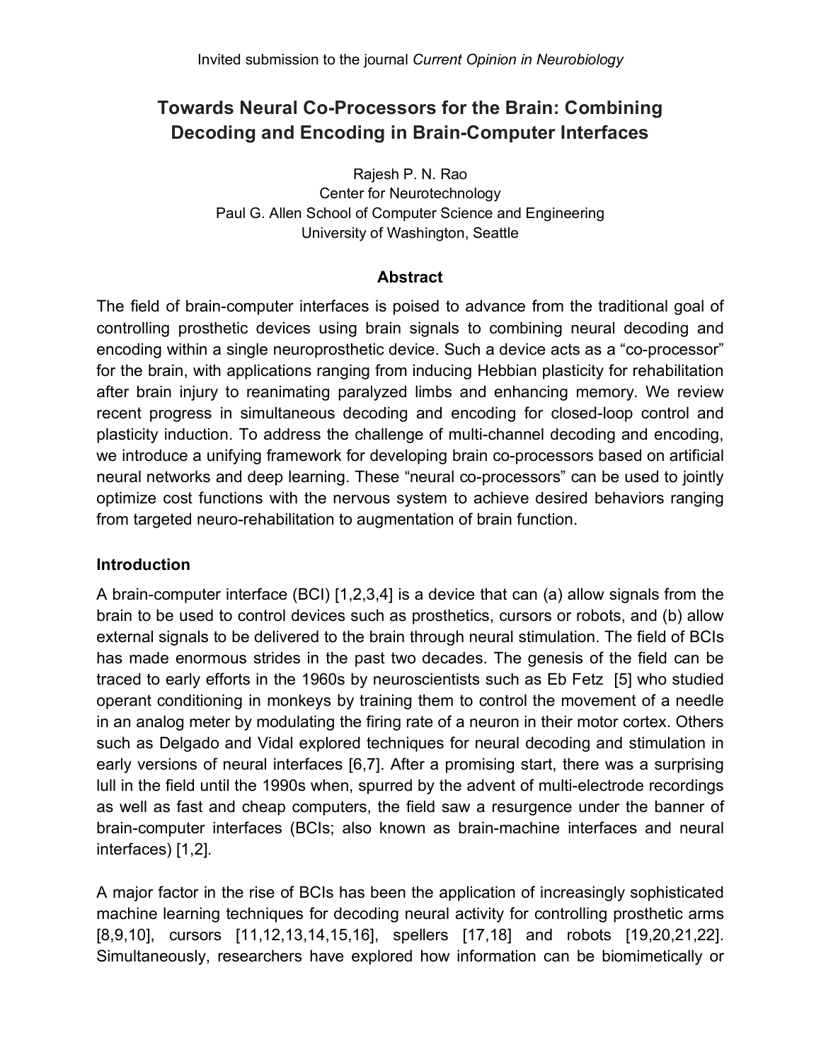Invited submission to the journal *Current Opinion in Neurobiology*

# Towards Neural Co-Processors for the Brain: Combining Decoding and Encoding in Brain-Computer Interfaces

Rajesh P. N. Rao
Center for Neurotechnology
Paul G. Allen School of Computer Science and Engineering
University of Washington, Seattle

## Abstract

The field of brain-computer interfaces is poised to advance from the traditional goal of controlling prosthetic devices using brain signals to combining neural decoding and encoding within a single neuroprosthetic device. Such a device acts as a "co-processor" for the brain, with applications ranging from inducing Hebbian plasticity for rehabilitation after brain injury to reanimating paralyzed limbs and enhancing memory. We review recent progress in simultaneous decoding and encoding for closed-loop control and plasticity induction. To address the challenge of multi-channel decoding and encoding, we introduce a unifying framework for developing brain co-processors based on artificial neural networks and deep learning. These "neural co-processors" can be used to jointly optimize cost functions with the nervous system to achieve desired behaviors ranging from targeted neuro-rehabilitation to augmentation of brain function.

## Introduction

A brain-computer interface (BCI) [1,2,3,4] is a device that can (a) allow signals from the brain to be used to control devices such as prosthetics, cursors or robots, and (b) allow external signals to be delivered to the brain through neural stimulation. The field of BCIs has made enormous strides in the past two decades. The genesis of the field can be traced to early efforts in the 1960s by neuroscientists such as Eb Fetz [5] who studied operant conditioning in monkeys by training them to control the movement of a needle in an analog meter by modulating the firing rate of a neuron in their motor cortex. Others such as Delgado and Vidal explored techniques for neural decoding and stimulation in early versions of neural interfaces [6,7]. After a promising start, there was a surprising lull in the field until the 1990s when, spurred by the advent of multi-electrode recordings as well as fast and cheap computers, the field saw a resurgence under the banner of brain-computer interfaces (BCIs; also known as brain-machine interfaces and neural interfaces) [1,2].

A major factor in the rise of BCIs has been the application of increasingly sophisticated machine learning techniques for decoding neural activity for controlling prosthetic arms [8,9,10], cursors [11,12,13,14,15,16], spellers [17,18] and robots [19,20,21,22]. Simultaneously, researchers have explored how information can be biomimetically or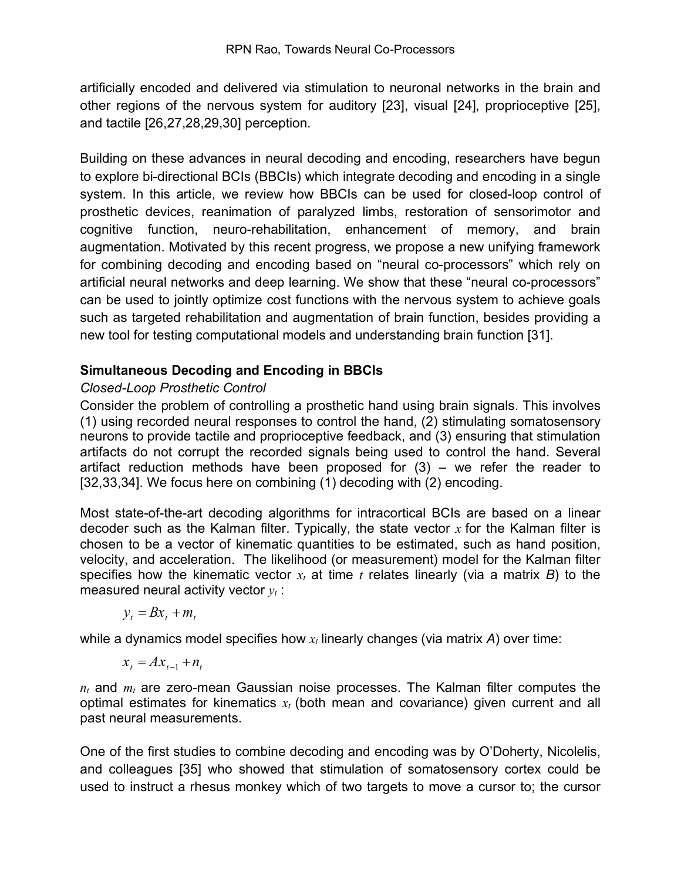artificially encoded and delivered via stimulation to neuronal networks in the brain and other regions of the nervous system for auditory [23], visual [24], proprioceptive [25], and tactile [26,27,28,29,30] perception.

Building on these advances in neural decoding and encoding, researchers have begun to explore bi-directional BCIs (BBCIs) which integrate decoding and encoding in a single system. In this article, we review how BBCIs can be used for closed-loop control of prosthetic devices, reanimation of paralyzed limbs, restoration of sensorimotor and cognitive function, neuro-rehabilitation, enhancement of memory, and brain augmentation. Motivated by this recent progress, we propose a new unifying framework for combining decoding and encoding based on "neural co-processors" which rely on artificial neural networks and deep learning. We show that these "neural co-processors" can be used to jointly optimize cost functions with the nervous system to achieve goals such as targeted rehabilitation and augmentation of brain function, besides providing a new tool for testing computational models and understanding brain function [31].

## Simultaneous Decoding and Encoding in BBCIs

### *Closed-Loop Prosthetic Control*

Consider the problem of controlling a prosthetic hand using brain signals. This involves (1) using recorded neural responses to control the hand, (2) stimulating somatosensory neurons to provide tactile and proprioceptive feedback, and (3) ensuring that stimulation artifacts do not corrupt the recorded signals being used to control the hand. Several artifact reduction methods have been proposed for (3) – we refer the reader to [32,33,34]. We focus here on combining (1) decoding with (2) encoding.

Most state-of-the-art decoding algorithms for intracortical BCIs are based on a linear decoder such as the Kalman filter. Typically, the state vector $x$ for the Kalman filter is chosen to be a vector of kinematic quantities to be estimated, such as hand position, velocity, and acceleration. The likelihood (or measurement) model for the Kalman filter specifies how the kinematic vector $x_t$ at time $t$ relates linearly (via a matrix $B$) to the measured neural activity vector $y_t$ :

$$y_t = Bx_t + m_t$$

while a dynamics model specifies how $x_t$ linearly changes (via matrix $A$) over time:

$$x_t = Ax_{t-1} + n_t$$

$n_t$ and $m_t$ are zero-mean Gaussian noise processes. The Kalman filter computes the optimal estimates for kinematics $x_t$ (both mean and covariance) given current and all past neural measurements.

One of the first studies to combine decoding and encoding was by O'Doherty, Nicolelis, and colleagues [35] who showed that stimulation of somatosensory cortex could be used to instruct a rhesus monkey which of two targets to move a cursor to; the cursor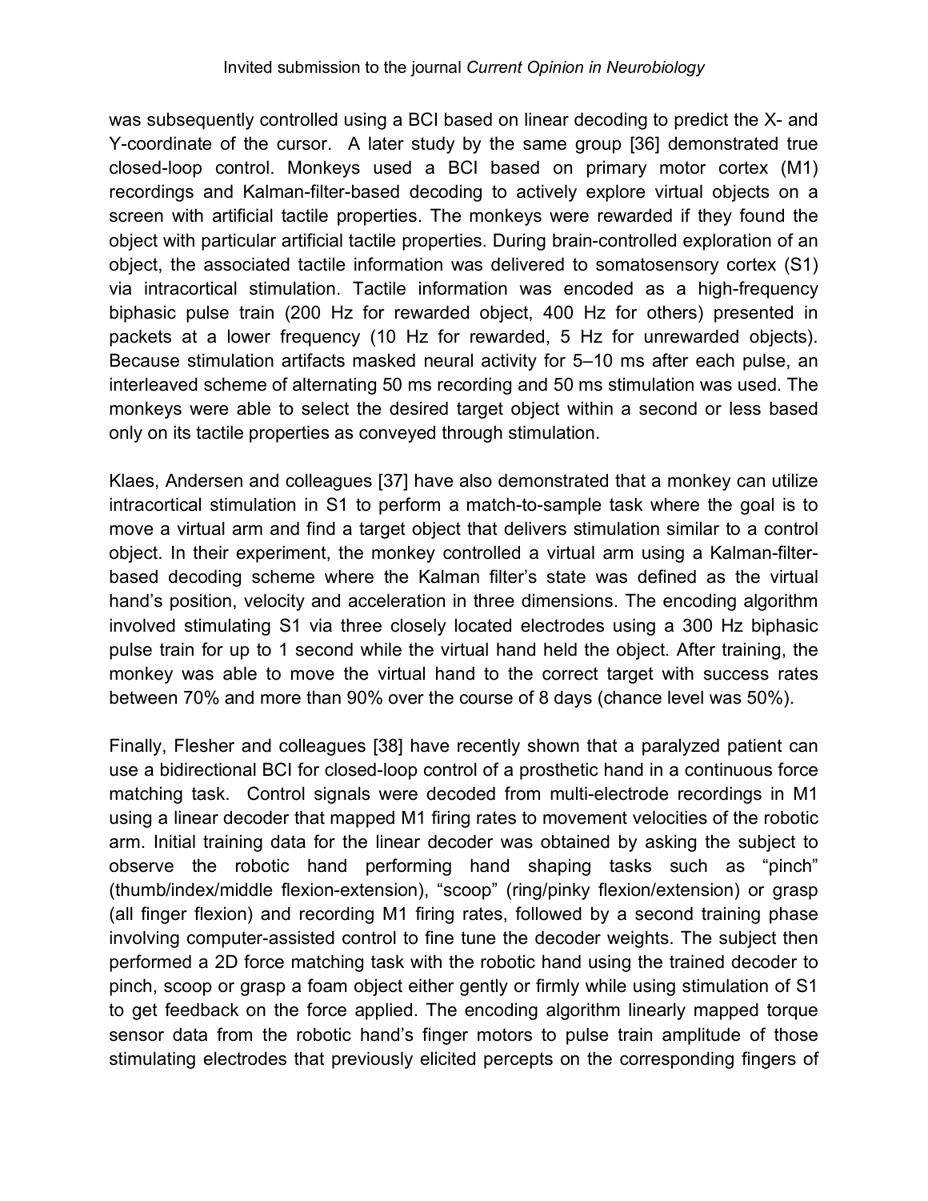was subsequently controlled using a BCI based on linear decoding to predict the X- and Y-coordinate of the cursor. A later study by the same group [36] demonstrated true closed-loop control. Monkeys used a BCI based on primary motor cortex (M1) recordings and Kalman-filter-based decoding to actively explore virtual objects on a screen with artificial tactile properties. The monkeys were rewarded if they found the object with particular artificial tactile properties. During brain-controlled exploration of an object, the associated tactile information was delivered to somatosensory cortex (S1) via intracortical stimulation. Tactile information was encoded as a high-frequency biphasic pulse train (200 Hz for rewarded object, 400 Hz for others) presented in packets at a lower frequency (10 Hz for rewarded, 5 Hz for unrewarded objects). Because stimulation artifacts masked neural activity for 5–10 ms after each pulse, an interleaved scheme of alternating 50 ms recording and 50 ms stimulation was used. The monkeys were able to select the desired target object within a second or less based only on its tactile properties as conveyed through stimulation.

Klaes, Andersen and colleagues [37] have also demonstrated that a monkey can utilize intracortical stimulation in S1 to perform a match-to-sample task where the goal is to move a virtual arm and find a target object that delivers stimulation similar to a control object. In their experiment, the monkey controlled a virtual arm using a Kalman-filter-based decoding scheme where the Kalman filter's state was defined as the virtual hand's position, velocity and acceleration in three dimensions. The encoding algorithm involved stimulating S1 via three closely located electrodes using a 300 Hz biphasic pulse train for up to 1 second while the virtual hand held the object. After training, the monkey was able to move the virtual hand to the correct target with success rates between 70% and more than 90% over the course of 8 days (chance level was 50%).

Finally, Flesher and colleagues [38] have recently shown that a paralyzed patient can use a bidirectional BCI for closed-loop control of a prosthetic hand in a continuous force matching task. Control signals were decoded from multi-electrode recordings in M1 using a linear decoder that mapped M1 firing rates to movement velocities of the robotic arm. Initial training data for the linear decoder was obtained by asking the subject to observe the robotic hand performing hand shaping tasks such as "pinch" (thumb/index/middle flexion-extension), "scoop" (ring/pinky flexion/extension) or grasp (all finger flexion) and recording M1 firing rates, followed by a second training phase involving computer-assisted control to fine tune the decoder weights. The subject then performed a 2D force matching task with the robotic hand using the trained decoder to pinch, scoop or grasp a foam object either gently or firmly while using stimulation of S1 to get feedback on the force applied. The encoding algorithm linearly mapped torque sensor data from the robotic hand's finger motors to pulse train amplitude of those stimulating electrodes that previously elicited percepts on the corresponding fingers of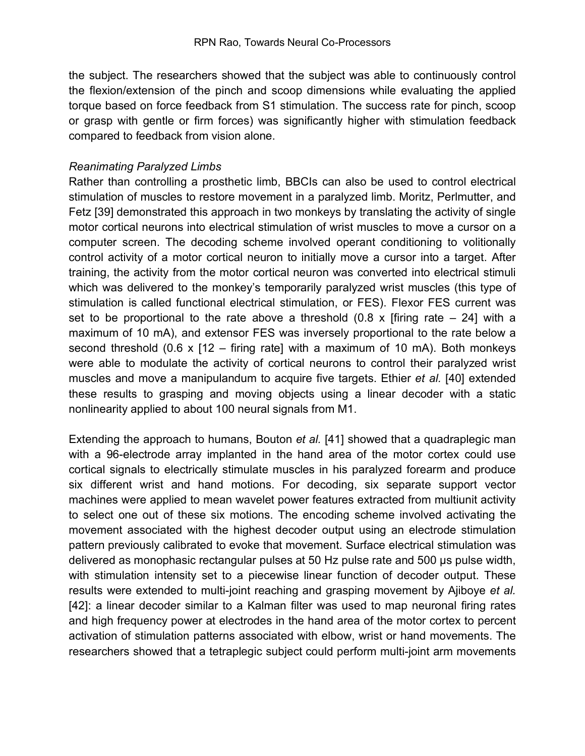the subject. The researchers showed that the subject was able to continuously control the flexion/extension of the pinch and scoop dimensions while evaluating the applied torque based on force feedback from S1 stimulation. The success rate for pinch, scoop or grasp with gentle or firm forces) was significantly higher with stimulation feedback compared to feedback from vision alone.

*Reanimating Paralyzed Limbs*

Rather than controlling a prosthetic limb, BBCIs can also be used to control electrical stimulation of muscles to restore movement in a paralyzed limb. Moritz, Perlmutter, and Fetz [39] demonstrated this approach in two monkeys by translating the activity of single motor cortical neurons into electrical stimulation of wrist muscles to move a cursor on a computer screen. The decoding scheme involved operant conditioning to volitionally control activity of a motor cortical neuron to initially move a cursor into a target. After training, the activity from the motor cortical neuron was converted into electrical stimuli which was delivered to the monkey's temporarily paralyzed wrist muscles (this type of stimulation is called functional electrical stimulation, or FES). Flexor FES current was set to be proportional to the rate above a threshold (0.8 x [firing rate – 24] with a maximum of 10 mA), and extensor FES was inversely proportional to the rate below a second threshold (0.6 x [12 – firing rate] with a maximum of 10 mA). Both monkeys were able to modulate the activity of cortical neurons to control their paralyzed wrist muscles and move a manipulandum to acquire five targets. Ethier *et al.* [40] extended these results to grasping and moving objects using a linear decoder with a static nonlinearity applied to about 100 neural signals from M1.

Extending the approach to humans, Bouton *et al.* [41] showed that a quadraplegic man with a 96-electrode array implanted in the hand area of the motor cortex could use cortical signals to electrically stimulate muscles in his paralyzed forearm and produce six different wrist and hand motions. For decoding, six separate support vector machines were applied to mean wavelet power features extracted from multiunit activity to select one out of these six motions. The encoding scheme involved activating the movement associated with the highest decoder output using an electrode stimulation pattern previously calibrated to evoke that movement. Surface electrical stimulation was delivered as monophasic rectangular pulses at 50 Hz pulse rate and 500 μs pulse width, with stimulation intensity set to a piecewise linear function of decoder output. These results were extended to multi-joint reaching and grasping movement by Ajiboye *et al.* [42]: a linear decoder similar to a Kalman filter was used to map neuronal firing rates and high frequency power at electrodes in the hand area of the motor cortex to percent activation of stimulation patterns associated with elbow, wrist or hand movements. The researchers showed that a tetraplegic subject could perform multi-joint arm movements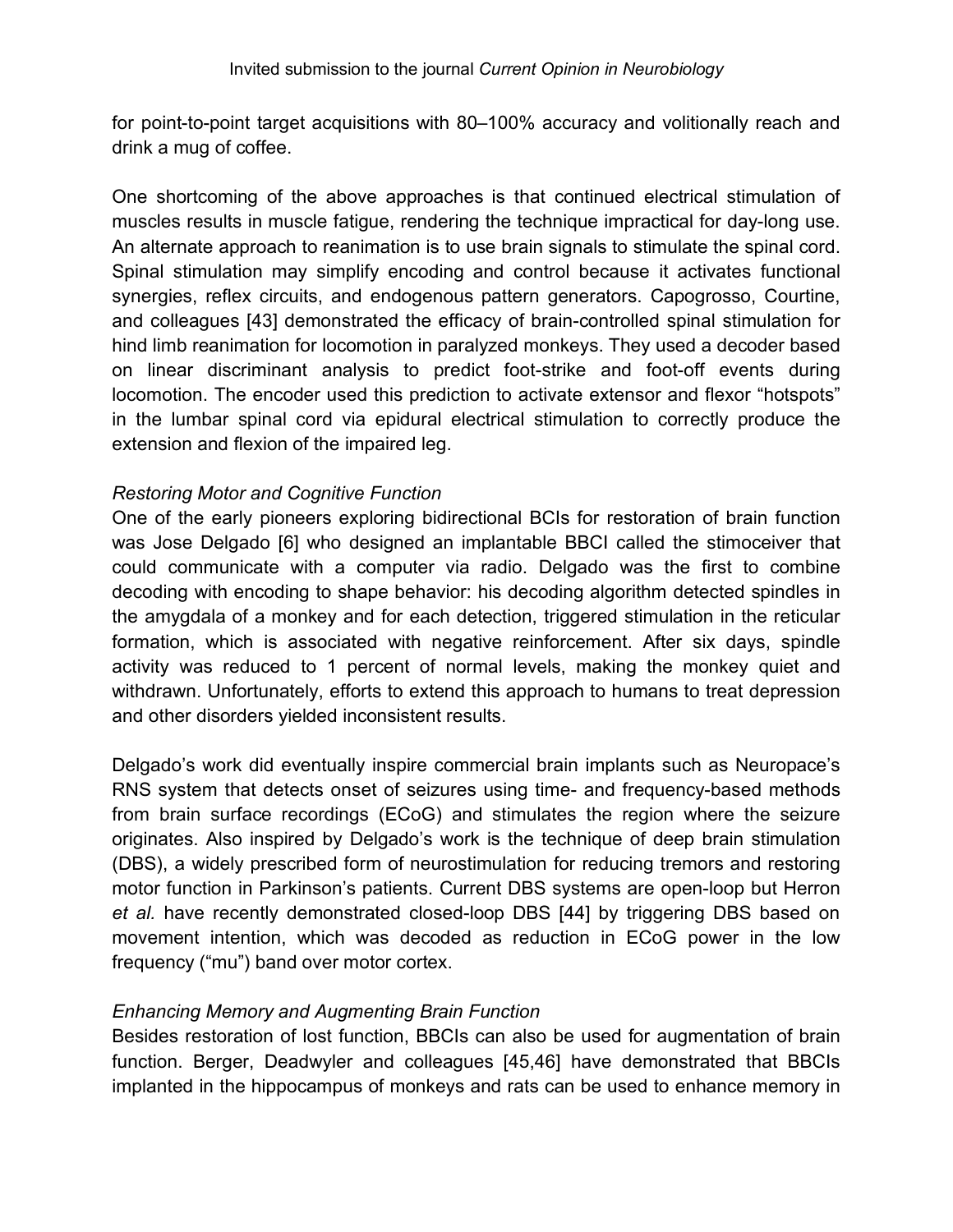for point-to-point target acquisitions with 80–100% accuracy and volitionally reach and drink a mug of coffee.

One shortcoming of the above approaches is that continued electrical stimulation of muscles results in muscle fatigue, rendering the technique impractical for day-long use. An alternate approach to reanimation is to use brain signals to stimulate the spinal cord. Spinal stimulation may simplify encoding and control because it activates functional synergies, reflex circuits, and endogenous pattern generators. Capogrosso, Courtine, and colleagues [43] demonstrated the efficacy of brain-controlled spinal stimulation for hind limb reanimation for locomotion in paralyzed monkeys. They used a decoder based on linear discriminant analysis to predict foot-strike and foot-off events during locomotion. The encoder used this prediction to activate extensor and flexor "hotspots" in the lumbar spinal cord via epidural electrical stimulation to correctly produce the extension and flexion of the impaired leg.

*Restoring Motor and Cognitive Function*

One of the early pioneers exploring bidirectional BCIs for restoration of brain function was Jose Delgado [6] who designed an implantable BBCI called the stimoceiver that could communicate with a computer via radio. Delgado was the first to combine decoding with encoding to shape behavior: his decoding algorithm detected spindles in the amygdala of a monkey and for each detection, triggered stimulation in the reticular formation, which is associated with negative reinforcement. After six days, spindle activity was reduced to 1 percent of normal levels, making the monkey quiet and withdrawn. Unfortunately, efforts to extend this approach to humans to treat depression and other disorders yielded inconsistent results.

Delgado's work did eventually inspire commercial brain implants such as Neuropace's RNS system that detects onset of seizures using time- and frequency-based methods from brain surface recordings (ECoG) and stimulates the region where the seizure originates. Also inspired by Delgado's work is the technique of deep brain stimulation (DBS), a widely prescribed form of neurostimulation for reducing tremors and restoring motor function in Parkinson's patients. Current DBS systems are open-loop but Herron *et al.* have recently demonstrated closed-loop DBS [44] by triggering DBS based on movement intention, which was decoded as reduction in ECoG power in the low frequency ("mu") band over motor cortex.

*Enhancing Memory and Augmenting Brain Function*

Besides restoration of lost function, BBCIs can also be used for augmentation of brain function. Berger, Deadwyler and colleagues [45,46] have demonstrated that BBCIs implanted in the hippocampus of monkeys and rats can be used to enhance memory in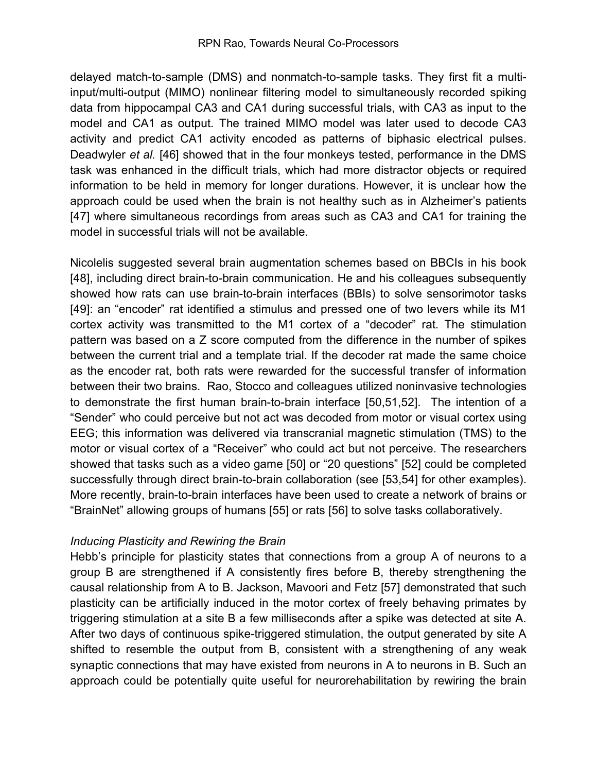delayed match-to-sample (DMS) and nonmatch-to-sample tasks. They first fit a multi-input/multi-output (MIMO) nonlinear filtering model to simultaneously recorded spiking data from hippocampal CA3 and CA1 during successful trials, with CA3 as input to the model and CA1 as output. The trained MIMO model was later used to decode CA3 activity and predict CA1 activity encoded as patterns of biphasic electrical pulses. Deadwyler *et al.* [46] showed that in the four monkeys tested, performance in the DMS task was enhanced in the difficult trials, which had more distractor objects or required information to be held in memory for longer durations. However, it is unclear how the approach could be used when the brain is not healthy such as in Alzheimer's patients [47] where simultaneous recordings from areas such as CA3 and CA1 for training the model in successful trials will not be available.

Nicolelis suggested several brain augmentation schemes based on BBCIs in his book [48], including direct brain-to-brain communication. He and his colleagues subsequently showed how rats can use brain-to-brain interfaces (BBIs) to solve sensorimotor tasks [49]: an "encoder" rat identified a stimulus and pressed one of two levers while its M1 cortex activity was transmitted to the M1 cortex of a "decoder" rat. The stimulation pattern was based on a Z score computed from the difference in the number of spikes between the current trial and a template trial. If the decoder rat made the same choice as the encoder rat, both rats were rewarded for the successful transfer of information between their two brains. Rao, Stocco and colleagues utilized noninvasive technologies to demonstrate the first human brain-to-brain interface [50,51,52]. The intention of a "Sender" who could perceive but not act was decoded from motor or visual cortex using EEG; this information was delivered via transcranial magnetic stimulation (TMS) to the motor or visual cortex of a "Receiver" who could act but not perceive. The researchers showed that tasks such as a video game [50] or "20 questions" [52] could be completed successfully through direct brain-to-brain collaboration (see [53,54] for other examples). More recently, brain-to-brain interfaces have been used to create a network of brains or "BrainNet" allowing groups of humans [55] or rats [56] to solve tasks collaboratively.

*Inducing Plasticity and Rewiring the Brain*

Hebb's principle for plasticity states that connections from a group A of neurons to a group B are strengthened if A consistently fires before B, thereby strengthening the causal relationship from A to B. Jackson, Mavoori and Fetz [57] demonstrated that such plasticity can be artificially induced in the motor cortex of freely behaving primates by triggering stimulation at a site B a few milliseconds after a spike was detected at site A. After two days of continuous spike-triggered stimulation, the output generated by site A shifted to resemble the output from B, consistent with a strengthening of any weak synaptic connections that may have existed from neurons in A to neurons in B. Such an approach could be potentially quite useful for neurorehabilitation by rewiring the brain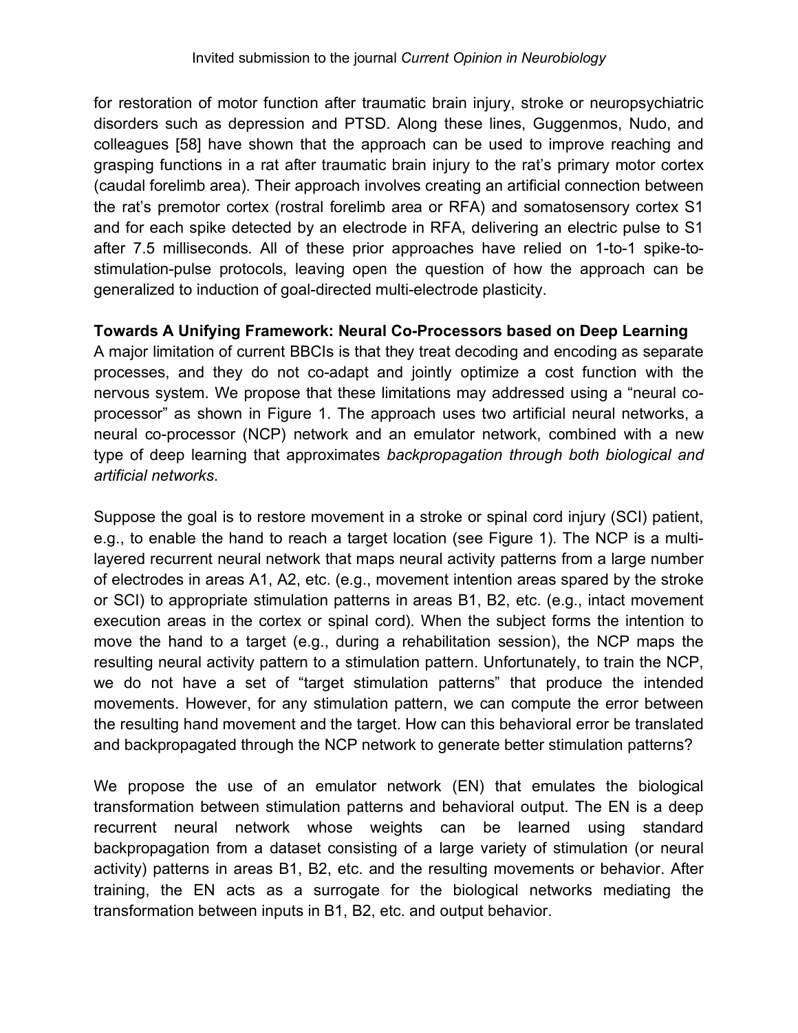for restoration of motor function after traumatic brain injury, stroke or neuropsychiatric disorders such as depression and PTSD. Along these lines, Guggenmos, Nudo, and colleagues [58] have shown that the approach can be used to improve reaching and grasping functions in a rat after traumatic brain injury to the rat's primary motor cortex (caudal forelimb area). Their approach involves creating an artificial connection between the rat's premotor cortex (rostral forelimb area or RFA) and somatosensory cortex S1 and for each spike detected by an electrode in RFA, delivering an electric pulse to S1 after 7.5 milliseconds. All of these prior approaches have relied on 1-to-1 spike-to-stimulation-pulse protocols, leaving open the question of how the approach can be generalized to induction of goal-directed multi-electrode plasticity.

**Towards A Unifying Framework: Neural Co-Processors based on Deep Learning**

A major limitation of current BBCIs is that they treat decoding and encoding as separate processes, and they do not co-adapt and jointly optimize a cost function with the nervous system. We propose that these limitations may addressed using a "neural co-processor" as shown in Figure 1. The approach uses two artificial neural networks, a neural co-processor (NCP) network and an emulator network, combined with a new type of deep learning that approximates *backpropagation through both biological and artificial networks*.

Suppose the goal is to restore movement in a stroke or spinal cord injury (SCI) patient, e.g., to enable the hand to reach a target location (see Figure 1). The NCP is a multi-layered recurrent neural network that maps neural activity patterns from a large number of electrodes in areas A1, A2, etc. (e.g., movement intention areas spared by the stroke or SCI) to appropriate stimulation patterns in areas B1, B2, etc. (e.g., intact movement execution areas in the cortex or spinal cord). When the subject forms the intention to move the hand to a target (e.g., during a rehabilitation session), the NCP maps the resulting neural activity pattern to a stimulation pattern. Unfortunately, to train the NCP, we do not have a set of "target stimulation patterns" that produce the intended movements. However, for any stimulation pattern, we can compute the error between the resulting hand movement and the target. How can this behavioral error be translated and backpropagated through the NCP network to generate better stimulation patterns?

We propose the use of an emulator network (EN) that emulates the biological transformation between stimulation patterns and behavioral output. The EN is a deep recurrent neural network whose weights can be learned using standard backpropagation from a dataset consisting of a large variety of stimulation (or neural activity) patterns in areas B1, B2, etc. and the resulting movements or behavior. After training, the EN acts as a surrogate for the biological networks mediating the transformation between inputs in B1, B2, etc. and output behavior.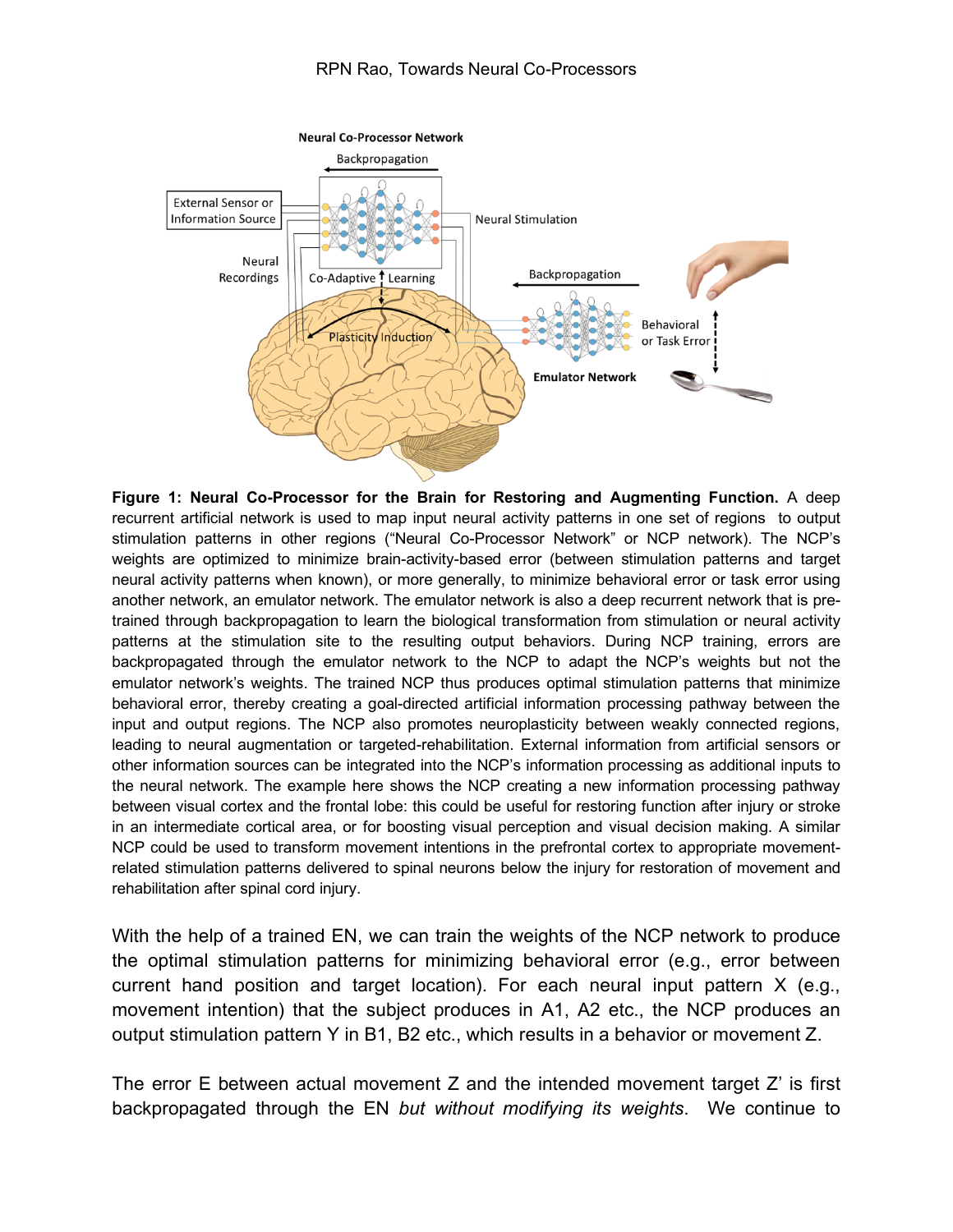**Figure 1: Neural Co-Processor for the Brain for Restoring and Augmenting Function.** A deep recurrent artificial network is used to map input neural activity patterns in one set of regions to output stimulation patterns in other regions ("Neural Co-Processor Network" or NCP network). The NCP's weights are optimized to minimize brain-activity-based error (between stimulation patterns and target neural activity patterns when known), or more generally, to minimize behavioral error or task error using another network, an emulator network. The emulator network is also a deep recurrent network that is pre-trained through backpropagation to learn the biological transformation from stimulation or neural activity patterns at the stimulation site to the resulting output behaviors. During NCP training, errors are backpropagated through the emulator network to the NCP to adapt the NCP's weights but not the emulator network's weights. The trained NCP thus produces optimal stimulation patterns that minimize behavioral error, thereby creating a goal-directed artificial information processing pathway between the input and output regions. The NCP also promotes neuroplasticity between weakly connected regions, leading to neural augmentation or targeted-rehabilitation. External information from artificial sensors or other information sources can be integrated into the NCP's information processing as additional inputs to the neural network. The example here shows the NCP creating a new information processing pathway between visual cortex and the frontal lobe: this could be useful for restoring function after injury or stroke in an intermediate cortical area, or for boosting visual perception and visual decision making. A similar NCP could be used to transform movement intentions in the prefrontal cortex to appropriate movement-related stimulation patterns delivered to spinal neurons below the injury for restoration of movement and rehabilitation after spinal cord injury.

With the help of a trained EN, we can train the weights of the NCP network to produce the optimal stimulation patterns for minimizing behavioral error (e.g., error between current hand position and target location). For each neural input pattern X (e.g., movement intention) that the subject produces in A1, A2 etc., the NCP produces an output stimulation pattern Y in B1, B2 etc., which results in a behavior or movement Z.

The error E between actual movement Z and the intended movement target Z' is first backpropagated through the EN *but without modifying its weights*. We continue to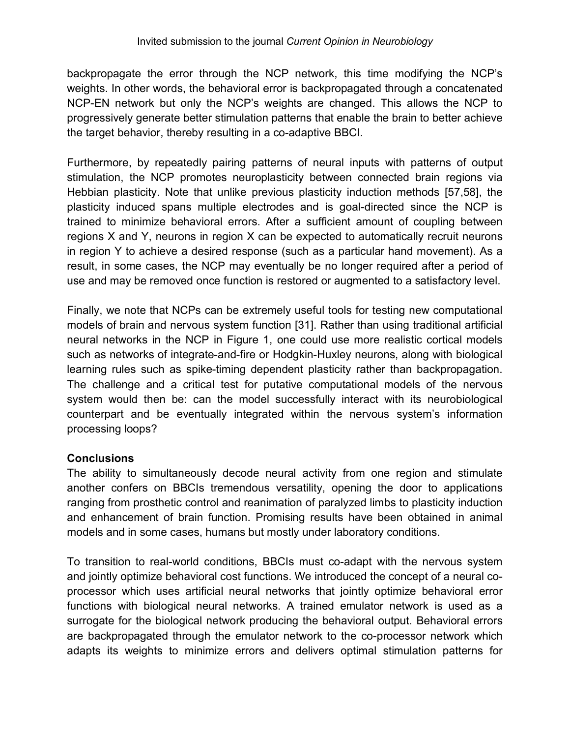backpropagate the error through the NCP network, this time modifying the NCP's weights. In other words, the behavioral error is backpropagated through a concatenated NCP-EN network but only the NCP's weights are changed. This allows the NCP to progressively generate better stimulation patterns that enable the brain to better achieve the target behavior, thereby resulting in a co-adaptive BBCI.

Furthermore, by repeatedly pairing patterns of neural inputs with patterns of output stimulation, the NCP promotes neuroplasticity between connected brain regions via Hebbian plasticity. Note that unlike previous plasticity induction methods [57,58], the plasticity induced spans multiple electrodes and is goal-directed since the NCP is trained to minimize behavioral errors. After a sufficient amount of coupling between regions X and Y, neurons in region X can be expected to automatically recruit neurons in region Y to achieve a desired response (such as a particular hand movement). As a result, in some cases, the NCP may eventually be no longer required after a period of use and may be removed once function is restored or augmented to a satisfactory level.

Finally, we note that NCPs can be extremely useful tools for testing new computational models of brain and nervous system function [31]. Rather than using traditional artificial neural networks in the NCP in Figure 1, one could use more realistic cortical models such as networks of integrate-and-fire or Hodgkin-Huxley neurons, along with biological learning rules such as spike-timing dependent plasticity rather than backpropagation. The challenge and a critical test for putative computational models of the nervous system would then be: can the model successfully interact with its neurobiological counterpart and be eventually integrated within the nervous system's information processing loops?

## Conclusions

The ability to simultaneously decode neural activity from one region and stimulate another confers on BBCIs tremendous versatility, opening the door to applications ranging from prosthetic control and reanimation of paralyzed limbs to plasticity induction and enhancement of brain function. Promising results have been obtained in animal models and in some cases, humans but mostly under laboratory conditions.

To transition to real-world conditions, BBCIs must co-adapt with the nervous system and jointly optimize behavioral cost functions. We introduced the concept of a neural co-processor which uses artificial neural networks that jointly optimize behavioral error functions with biological neural networks. A trained emulator network is used as a surrogate for the biological network producing the behavioral output. Behavioral errors are backpropagated through the emulator network to the co-processor network which adapts its weights to minimize errors and delivers optimal stimulation patterns for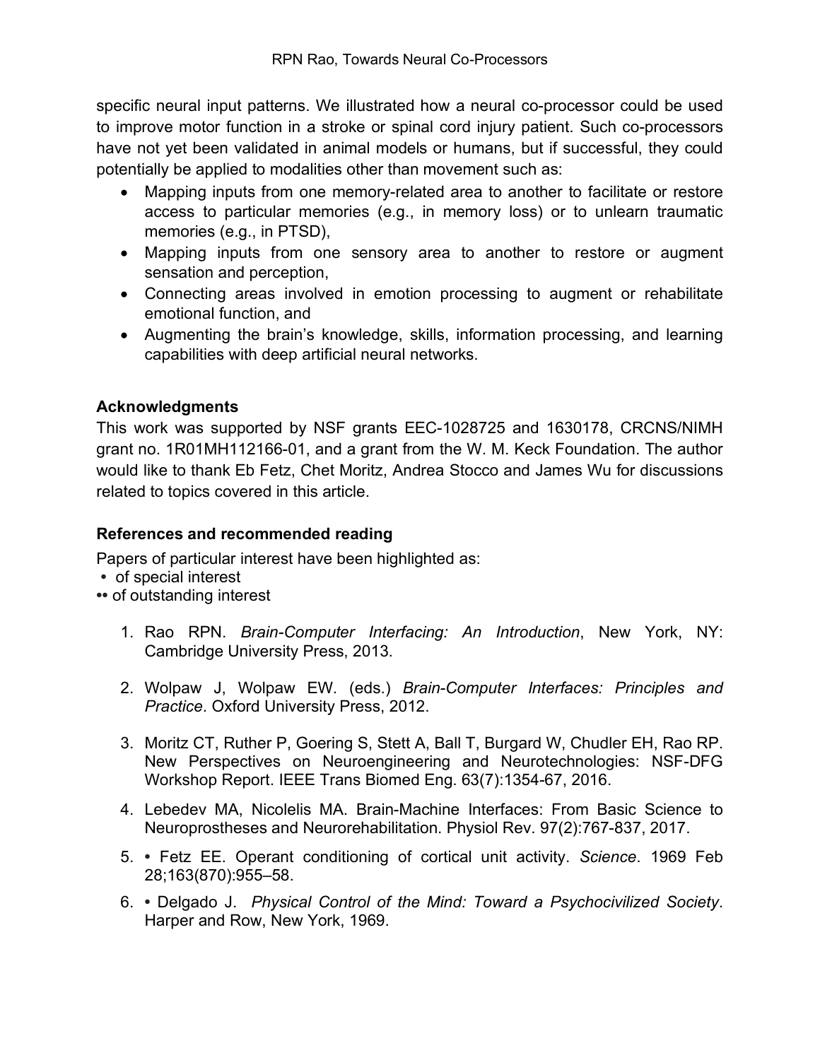specific neural input patterns. We illustrated how a neural co-processor could be used to improve motor function in a stroke or spinal cord injury patient. Such co-processors have not yet been validated in animal models or humans, but if successful, they could potentially be applied to modalities other than movement such as:

- Mapping inputs from one memory-related area to another to facilitate or restore access to particular memories (e.g., in memory loss) or to unlearn traumatic memories (e.g., in PTSD),
- Mapping inputs from one sensory area to another to restore or augment sensation and perception,
- Connecting areas involved in emotion processing to augment or rehabilitate emotional function, and
- Augmenting the brain's knowledge, skills, information processing, and learning capabilities with deep artificial neural networks.

### Acknowledgments

This work was supported by NSF grants EEC-1028725 and 1630178, CRCNS/NIMH grant no. 1R01MH112166-01, and a grant from the W. M. Keck Foundation. The author would like to thank Eb Fetz, Chet Moritz, Andrea Stocco and James Wu for discussions related to topics covered in this article.

### References and recommended reading

Papers of particular interest have been highlighted as:

• of special interest
•• of outstanding interest

1. Rao RPN. *Brain-Computer Interfacing: An Introduction*, New York, NY: Cambridge University Press, 2013.
2. Wolpaw J, Wolpaw EW. (eds.) *Brain-Computer Interfaces: Principles and Practice*. Oxford University Press, 2012.
3. Moritz CT, Ruther P, Goering S, Stett A, Ball T, Burgard W, Chudler EH, Rao RP. New Perspectives on Neuroengineering and Neurotechnologies: NSF-DFG Workshop Report. IEEE Trans Biomed Eng. 63(7):1354-67, 2016.
4. Lebedev MA, Nicolelis MA. Brain-Machine Interfaces: From Basic Science to Neuroprostheses and Neurorehabilitation. Physiol Rev. 97(2):767-837, 2017.
5. • Fetz EE. Operant conditioning of cortical unit activity. *Science*. 1969 Feb 28;163(870):955–58.
6. • Delgado J. *Physical Control of the Mind: Toward a Psychocivilized Society*. Harper and Row, New York, 1969.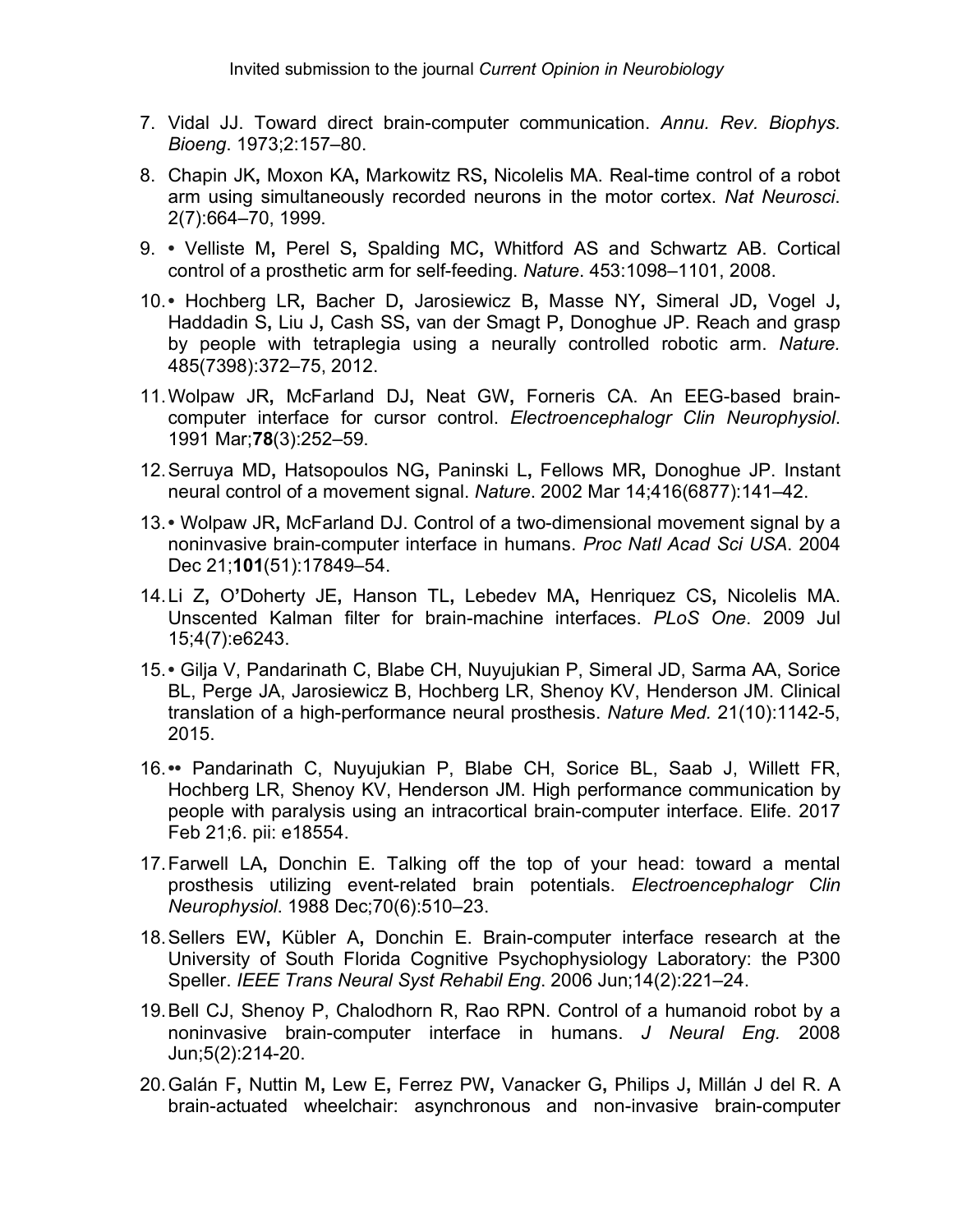7. Vidal JJ. Toward direct brain-computer communication. *Annu. Rev. Biophys. Bioeng*. 1973;2:157–80.
8. Chapin JK, Moxon KA, Markowitz RS, Nicolelis MA. Real-time control of a robot arm using simultaneously recorded neurons in the motor cortex. *Nat Neurosci*. 2(7):664–70, 1999.
9. • Velliste M, Perel S, Spalding MC, Whitford AS and Schwartz AB. Cortical control of a prosthetic arm for self-feeding. *Nature*. 453:1098–1101, 2008.
10. • Hochberg LR, Bacher D, Jarosiewicz B, Masse NY, Simeral JD, Vogel J, Haddadin S, Liu J, Cash SS, van der Smagt P, Donoghue JP. Reach and grasp by people with tetraplegia using a neurally controlled robotic arm. *Nature*. 485(7398):372–75, 2012.
11. Wolpaw JR, McFarland DJ, Neat GW, Forneris CA. An EEG-based brain-computer interface for cursor control. *Electroencephalogr Clin Neurophysiol*. 1991 Mar;**78**(3):252–59.
12. Serruya MD, Hatsopoulos NG, Paninski L, Fellows MR, Donoghue JP. Instant neural control of a movement signal. *Nature*. 2002 Mar 14;416(6877):141–42.
13. • Wolpaw JR, McFarland DJ. Control of a two-dimensional movement signal by a noninvasive brain-computer interface in humans. *Proc Natl Acad Sci USA*. 2004 Dec 21;**101**(51):17849–54.
14. Li Z, O'Doherty JE, Hanson TL, Lebedev MA, Henriquez CS, Nicolelis MA. Unscented Kalman filter for brain-machine interfaces. *PLoS One*. 2009 Jul 15;4(7):e6243.
15. • Gilja V, Pandarinath C, Blabe CH, Nuyujukian P, Simeral JD, Sarma AA, Sorice BL, Perge JA, Jarosiewicz B, Hochberg LR, Shenoy KV, Henderson JM. Clinical translation of a high-performance neural prosthesis. *Nature Med.* 21(10):1142-5, 2015.
16. •• Pandarinath C, Nuyujukian P, Blabe CH, Sorice BL, Saab J, Willett FR, Hochberg LR, Shenoy KV, Henderson JM. High performance communication by people with paralysis using an intracortical brain-computer interface. Elife. 2017 Feb 21;6. pii: e18554.
17. Farwell LA, Donchin E. Talking off the top of your head: toward a mental prosthesis utilizing event-related brain potentials. *Electroencephalogr Clin Neurophysiol*. 1988 Dec;70(6):510–23.
18. Sellers EW, Kübler A, Donchin E. Brain-computer interface research at the University of South Florida Cognitive Psychophysiology Laboratory: the P300 Speller. *IEEE Trans Neural Syst Rehabil Eng*. 2006 Jun;14(2):221–24.
19. Bell CJ, Shenoy P, Chalodhorn R, Rao RPN. Control of a humanoid robot by a noninvasive brain-computer interface in humans. *J Neural Eng.* 2008 Jun;5(2):214-20.
20. Galán F, Nuttin M, Lew E, Ferrez PW, Vanacker G, Philips J, Millán J del R. A brain-actuated wheelchair: asynchronous and non-invasive brain-computer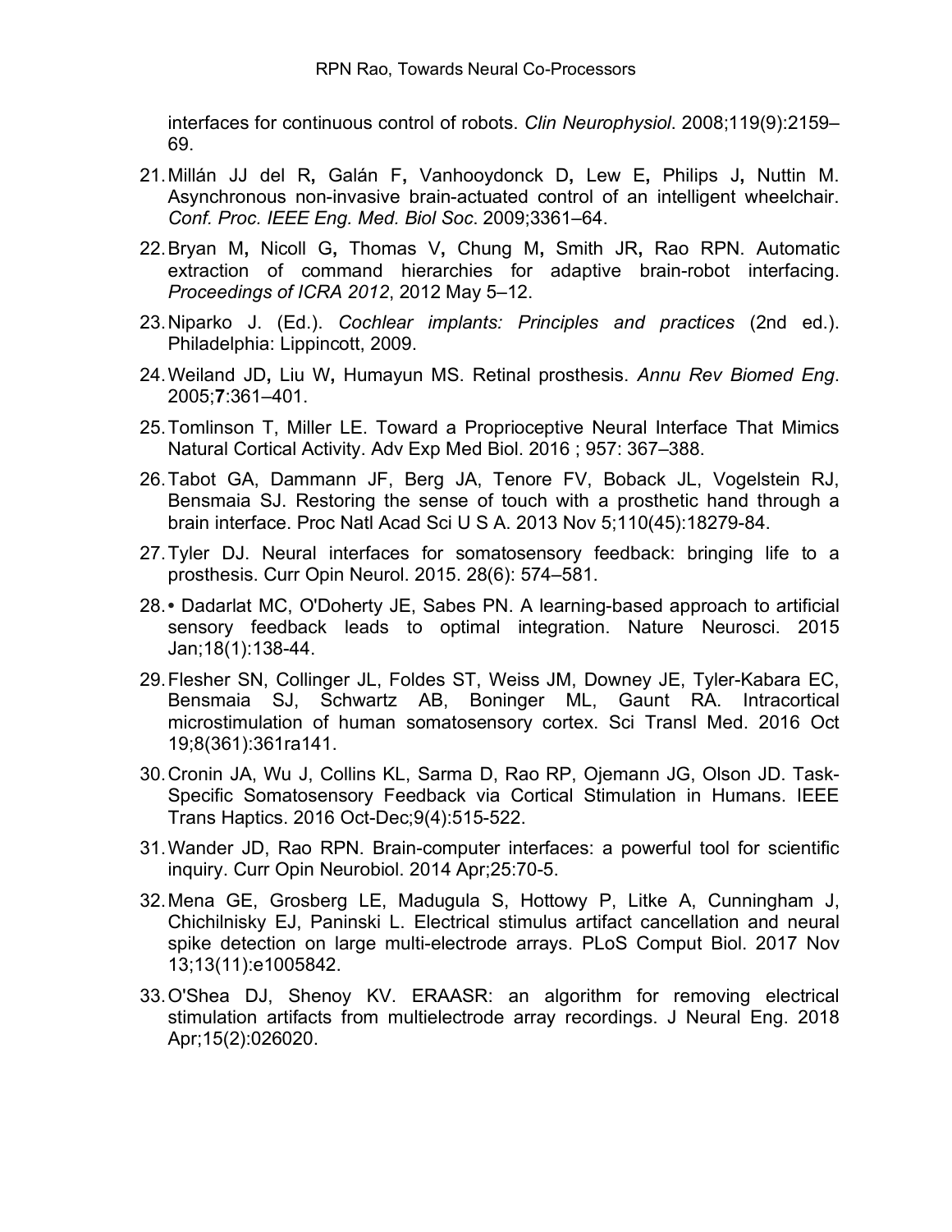interfaces for continuous control of robots. *Clin Neurophysiol*. 2008;119(9):2159–69.

21. Millán JJ del R**,** Galán F**,** Vanhooydonck D**,** Lew E**,** Philips J**,** Nuttin M. Asynchronous non-invasive brain-actuated control of an intelligent wheelchair. *Conf. Proc. IEEE Eng. Med. Biol Soc*. 2009;3361–64.
22. Bryan M**,** Nicoll G**,** Thomas V**,** Chung M**,** Smith JR**,** Rao RPN. Automatic extraction of command hierarchies for adaptive brain-robot interfacing. *Proceedings of ICRA 2012*, 2012 May 5–12.
23. Niparko J. (Ed.). *Cochlear implants: Principles and practices* (2nd ed.). Philadelphia: Lippincott, 2009.
24. Weiland JD**,** Liu W**,** Humayun MS. Retinal prosthesis. *Annu Rev Biomed Eng*. 2005;**7**:361–401.
25. Tomlinson T, Miller LE. Toward a Proprioceptive Neural Interface That Mimics Natural Cortical Activity. Adv Exp Med Biol. 2016 ; 957: 367–388.
26. Tabot GA, Dammann JF, Berg JA, Tenore FV, Boback JL, Vogelstein RJ, Bensmaia SJ. Restoring the sense of touch with a prosthetic hand through a brain interface. Proc Natl Acad Sci U S A. 2013 Nov 5;110(45):18279-84.
27. Tyler DJ. Neural interfaces for somatosensory feedback: bringing life to a prosthesis. Curr Opin Neurol. 2015. 28(6): 574–581.
28. • Dadarlat MC, O'Doherty JE, Sabes PN. A learning-based approach to artificial sensory feedback leads to optimal integration. Nature Neurosci. 2015 Jan;18(1):138-44.
29. Flesher SN, Collinger JL, Foldes ST, Weiss JM, Downey JE, Tyler-Kabara EC, Bensmaia SJ, Schwartz AB, Boninger ML, Gaunt RA. Intracortical microstimulation of human somatosensory cortex. Sci Transl Med. 2016 Oct 19;8(361):361ra141.
30. Cronin JA, Wu J, Collins KL, Sarma D, Rao RP, Ojemann JG, Olson JD. Task-Specific Somatosensory Feedback via Cortical Stimulation in Humans. IEEE Trans Haptics. 2016 Oct-Dec;9(4):515-522.
31. Wander JD, Rao RPN. Brain-computer interfaces: a powerful tool for scientific inquiry. Curr Opin Neurobiol. 2014 Apr;25:70-5.
32. Mena GE, Grosberg LE, Madugula S, Hottowy P, Litke A, Cunningham J, Chichilnisky EJ, Paninski L. Electrical stimulus artifact cancellation and neural spike detection on large multi-electrode arrays. PLoS Comput Biol. 2017 Nov 13;13(11):e1005842.
33. O'Shea DJ, Shenoy KV. ERAASR: an algorithm for removing electrical stimulation artifacts from multielectrode array recordings. J Neural Eng. 2018 Apr;15(2):026020.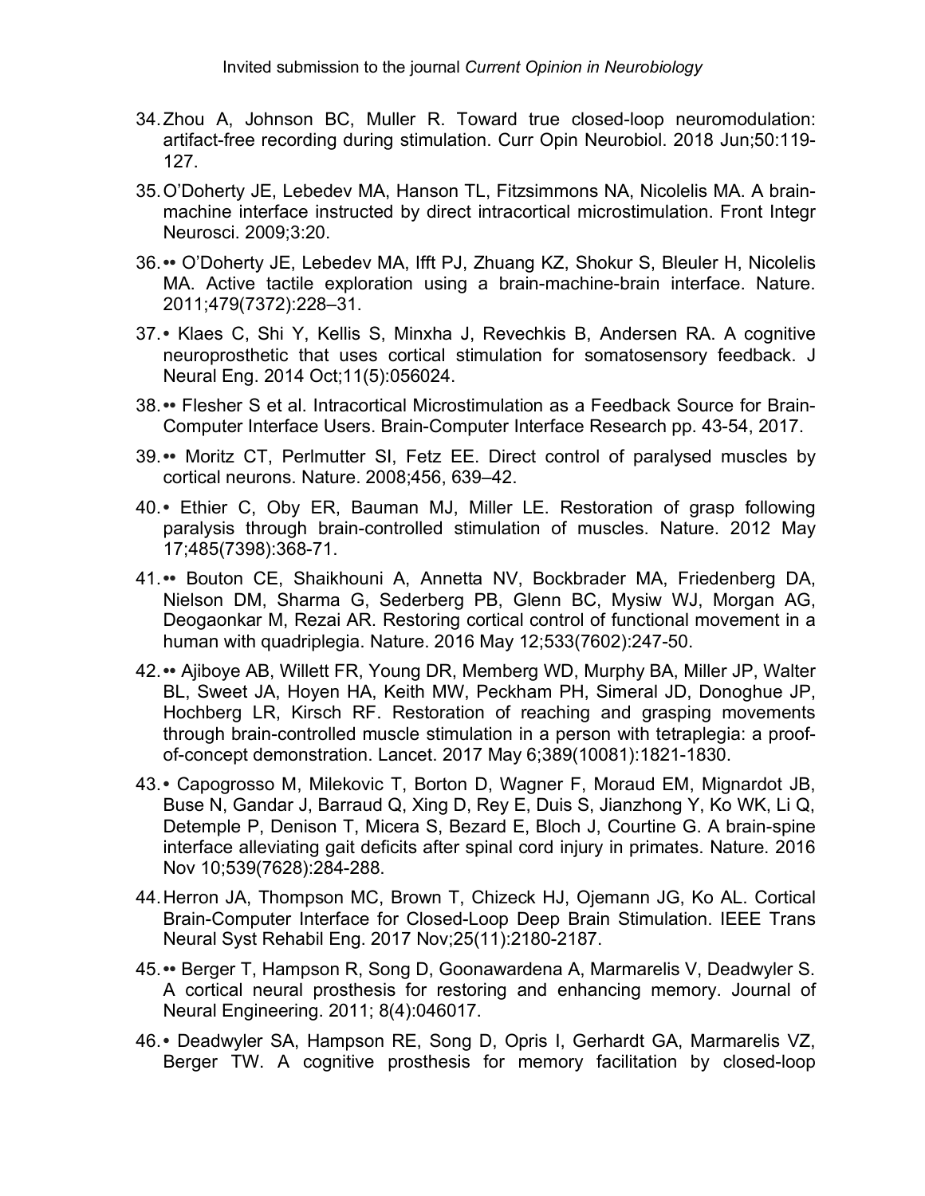34. Zhou A, Johnson BC, Muller R. Toward true closed-loop neuromodulation: artifact-free recording during stimulation. Curr Opin Neurobiol. 2018 Jun;50:119-127.

35. O'Doherty JE, Lebedev MA, Hanson TL, Fitzsimmons NA, Nicolelis MA. A brain-machine interface instructed by direct intracortical microstimulation. Front Integr Neurosci. 2009;3:20.

36. •• O'Doherty JE, Lebedev MA, Ifft PJ, Zhuang KZ, Shokur S, Bleuler H, Nicolelis MA. Active tactile exploration using a brain-machine-brain interface. Nature. 2011;479(7372):228–31.

37. • Klaes C, Shi Y, Kellis S, Minxha J, Revechkis B, Andersen RA. A cognitive neuroprosthetic that uses cortical stimulation for somatosensory feedback. J Neural Eng. 2014 Oct;11(5):056024.

38. •• Flesher S et al. Intracortical Microstimulation as a Feedback Source for Brain-Computer Interface Users. Brain-Computer Interface Research pp. 43-54, 2017.

39. •• Moritz CT, Perlmutter SI, Fetz EE. Direct control of paralysed muscles by cortical neurons. Nature. 2008;456, 639–42.

40. • Ethier C, Oby ER, Bauman MJ, Miller LE. Restoration of grasp following paralysis through brain-controlled stimulation of muscles. Nature. 2012 May 17;485(7398):368-71.

41. •• Bouton CE, Shaikhouni A, Annetta NV, Bockbrader MA, Friedenberg DA, Nielson DM, Sharma G, Sederberg PB, Glenn BC, Mysiw WJ, Morgan AG, Deogaonkar M, Rezai AR. Restoring cortical control of functional movement in a human with quadriplegia. Nature. 2016 May 12;533(7602):247-50.

42. •• Ajiboye AB, Willett FR, Young DR, Memberg WD, Murphy BA, Miller JP, Walter BL, Sweet JA, Hoyen HA, Keith MW, Peckham PH, Simeral JD, Donoghue JP, Hochberg LR, Kirsch RF. Restoration of reaching and grasping movements through brain-controlled muscle stimulation in a person with tetraplegia: a proof-of-concept demonstration. Lancet. 2017 May 6;389(10081):1821-1830.

43. • Capogrosso M, Milekovic T, Borton D, Wagner F, Moraud EM, Mignardot JB, Buse N, Gandar J, Barraud Q, Xing D, Rey E, Duis S, Jianzhong Y, Ko WK, Li Q, Detemple P, Denison T, Micera S, Bezard E, Bloch J, Courtine G. A brain-spine interface alleviating gait deficits after spinal cord injury in primates. Nature. 2016 Nov 10;539(7628):284-288.

44. Herron JA, Thompson MC, Brown T, Chizeck HJ, Ojemann JG, Ko AL. Cortical Brain-Computer Interface for Closed-Loop Deep Brain Stimulation. IEEE Trans Neural Syst Rehabil Eng. 2017 Nov;25(11):2180-2187.

45. •• Berger T, Hampson R, Song D, Goonawardena A, Marmarelis V, Deadwyler S. A cortical neural prosthesis for restoring and enhancing memory. Journal of Neural Engineering. 2011; 8(4):046017.

46. • Deadwyler SA, Hampson RE, Song D, Opris I, Gerhardt GA, Marmarelis VZ, Berger TW. A cognitive prosthesis for memory facilitation by closed-loop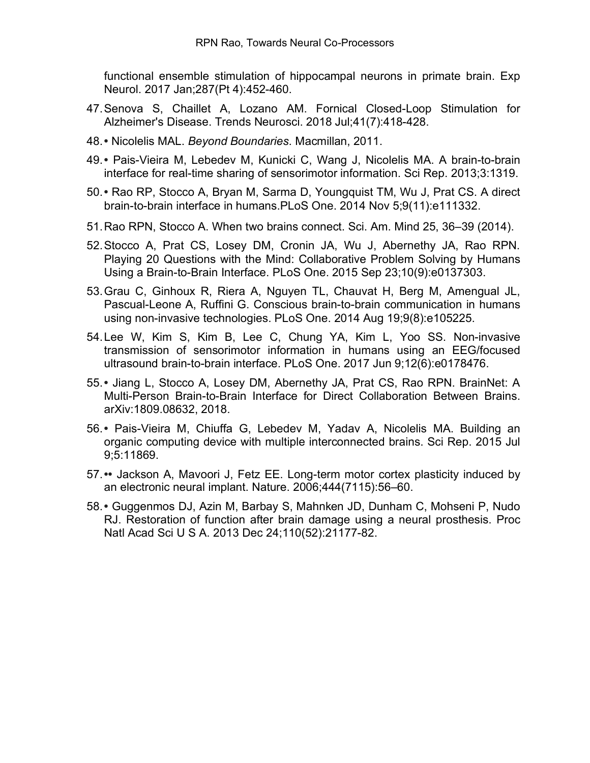functional ensemble stimulation of hippocampal neurons in primate brain. Exp Neurol. 2017 Jan;287(Pt 4):452-460.

47. Senova S, Chaillet A, Lozano AM. Fornical Closed-Loop Stimulation for Alzheimer's Disease. Trends Neurosci. 2018 Jul;41(7):418-428.
48. • Nicolelis MAL. *Beyond Boundaries*. Macmillan, 2011.
49. • Pais-Vieira M, Lebedev M, Kunicki C, Wang J, Nicolelis MA. A brain-to-brain interface for real-time sharing of sensorimotor information. Sci Rep. 2013;3:1319.
50. • Rao RP, Stocco A, Bryan M, Sarma D, Youngquist TM, Wu J, Prat CS. A direct brain-to-brain interface in humans.PLoS One. 2014 Nov 5;9(11):e111332.
51. Rao RPN, Stocco A. When two brains connect. Sci. Am. Mind 25, 36–39 (2014).
52. Stocco A, Prat CS, Losey DM, Cronin JA, Wu J, Abernethy JA, Rao RPN. Playing 20 Questions with the Mind: Collaborative Problem Solving by Humans Using a Brain-to-Brain Interface. PLoS One. 2015 Sep 23;10(9):e0137303.
53. Grau C, Ginhoux R, Riera A, Nguyen TL, Chauvat H, Berg M, Amengual JL, Pascual-Leone A, Ruffini G. Conscious brain-to-brain communication in humans using non-invasive technologies. PLoS One. 2014 Aug 19;9(8):e105225.
54. Lee W, Kim S, Kim B, Lee C, Chung YA, Kim L, Yoo SS. Non-invasive transmission of sensorimotor information in humans using an EEG/focused ultrasound brain-to-brain interface. PLoS One. 2017 Jun 9;12(6):e0178476.
55. • Jiang L, Stocco A, Losey DM, Abernethy JA, Prat CS, Rao RPN. BrainNet: A Multi-Person Brain-to-Brain Interface for Direct Collaboration Between Brains. arXiv:1809.08632, 2018.
56. • Pais-Vieira M, Chiuffa G, Lebedev M, Yadav A, Nicolelis MA. Building an organic computing device with multiple interconnected brains. Sci Rep. 2015 Jul 9;5:11869.
57. •• Jackson A, Mavoori J, Fetz EE. Long-term motor cortex plasticity induced by an electronic neural implant. Nature. 2006;444(7115):56–60.
58. • Guggenmos DJ, Azin M, Barbay S, Mahnken JD, Dunham C, Mohseni P, Nudo RJ. Restoration of function after brain damage using a neural prosthesis. Proc Natl Acad Sci U S A. 2013 Dec 24;110(52):21177-82.